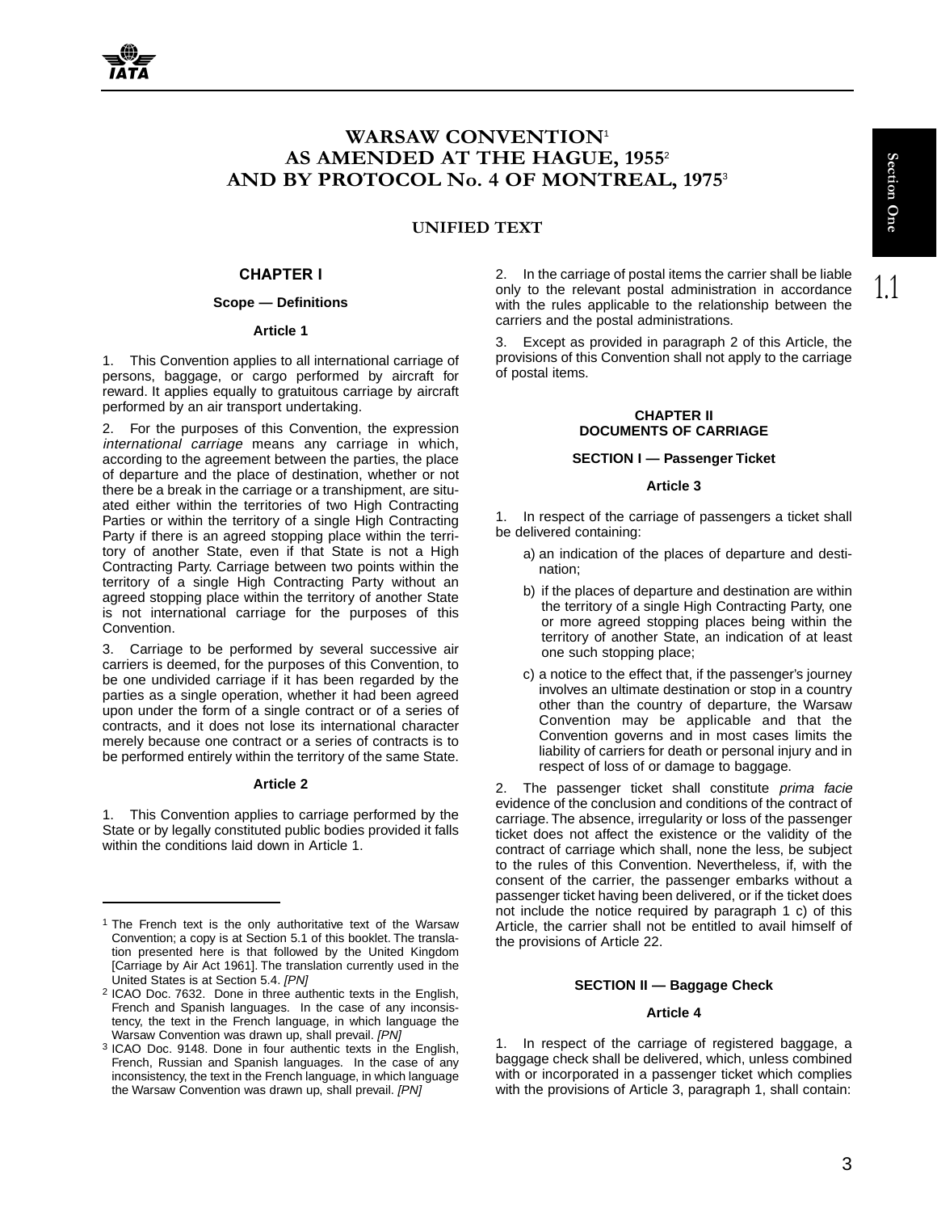# WARSAW CONVENTION[1] AS AMENDED AT THE HAGUE, 1955[2] AND BY PROTOCOL No. 4 OF MONTREAL, 1975[3]

## UNIFIED TEXT

### CHAPTER I

#### Scope — Definitions

##### Article 1

1. This Convention applies to all international carriage of persons, baggage, or cargo performed by aircraft for reward. It applies equally to gratuitous carriage by aircraft performed by an air transport undertaking.

2. For the purposes of this Convention, the expression *international carriage* means any carriage in which, according to the agreement between the parties, the place of departure and the place of destination, whether or not there be a break in the carriage or a transhipment, are situated either within the territories of two High Contracting Parties or within the territory of a single High Contracting Party if there is an agreed stopping place within the territory of another State, even if that State is not a High Contracting Party. Carriage between two points within the territory of a single High Contracting Party without an agreed stopping place within the territory of another State is not international carriage for the purposes of this Convention.

3. Carriage to be performed by several successive air carriers is deemed, for the purposes of this Convention, to be one undivided carriage if it has been regarded by the parties as a single operation, whether it had been agreed upon under the form of a single contract or of a series of contracts, and it does not lose its international character merely because one contract or a series of contracts is to be performed entirely within the territory of the same State.

##### Article 2

1. This Convention applies to carriage performed by the State or by legally constituted public bodies provided it falls within the conditions laid down in Article 1.

2. In the carriage of postal items the carrier shall be liable only to the relevant postal administration in accordance with the rules applicable to the relationship between the carriers and the postal administrations.

3. Except as provided in paragraph 2 of this Article, the provisions of this Convention shall not apply to the carriage of postal items.

### CHAPTER II DOCUMENTS OF CARRIAGE

#### SECTION I — Passenger Ticket

##### Article 3

1. In respect of the carriage of passengers a ticket shall be delivered containing:

a) an indication of the places of departure and destination;

b) if the places of departure and destination are within the territory of a single High Contracting Party, one or more agreed stopping places being within the territory of another State, an indication of at least one such stopping place;

c) a notice to the effect that, if the passenger's journey involves an ultimate destination or stop in a country other than the country of departure, the Warsaw Convention may be applicable and that the Convention governs and in most cases limits the liability of carriers for death or personal injury and in respect of loss of or damage to baggage.

2. The passenger ticket shall constitute *prima facie* evidence of the conclusion and conditions of the contract of carriage. The absence, irregularity or loss of the passenger ticket does not affect the existence or the validity of the contract of carriage which shall, none the less, be subject to the rules of this Convention. Nevertheless, if, with the consent of the carrier, the passenger embarks without a passenger ticket having been delivered, or if the ticket does not include the notice required by paragraph 1 c) of this Article, the carrier shall not be entitled to avail himself of the provisions of Article 22.

#### SECTION II — Baggage Check

##### Article 4

1. In respect of the carriage of registered baggage, a baggage check shall be delivered, which, unless combined with or incorporated in a passenger ticket which complies with the provisions of Article 3, paragraph 1, shall contain:

---

[1] The French text is the only authoritative text of the Warsaw Convention; a copy is at Section 5.1 of this booklet. The translation presented here is that followed by the United Kingdom [Carriage by Air Act 1961]. The translation currently used in the United States is at Section 5.4. *[PN]*

[2] ICAO Doc. 7632. Done in three authentic texts in the English, French and Spanish languages. In the case of any inconsistency, the text in the French language, in which language the Warsaw Convention was drawn up, shall prevail. *[PN]*

[3] ICAO Doc. 9148. Done in four authentic texts in the English, French, Russian and Spanish languages. In the case of any inconsistency, the text in the French language, in which language the Warsaw Convention was drawn up, shall prevail. *[PN]*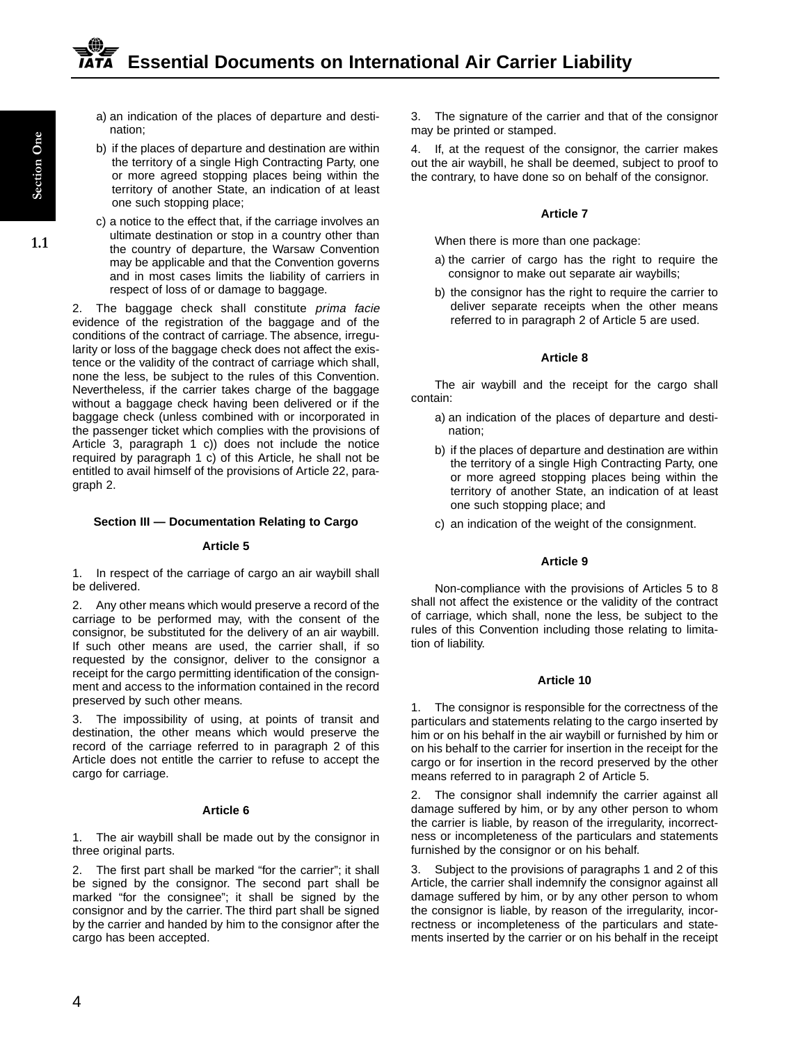a) an indication of the places of departure and destination;

b) if the places of departure and destination are within the territory of a single High Contracting Party, one or more agreed stopping places being within the territory of another State, an indication of at least one such stopping place;

c) a notice to the effect that, if the carriage involves an ultimate destination or stop in a country other than the country of departure, the Warsaw Convention may be applicable and that the Convention governs and in most cases limits the liability of carriers in respect of loss of or damage to baggage.

2. The baggage check shall constitute *prima facie* evidence of the registration of the baggage and of the conditions of the contract of carriage. The absence, irregularity or loss of the baggage check does not affect the existence or the validity of the contract of carriage which shall, none the less, be subject to the rules of this Convention. Nevertheless, if the carrier takes charge of the baggage without a baggage check having been delivered or if the baggage check (unless combined with or incorporated in the passenger ticket which complies with the provisions of Article 3, paragraph 1 c)) does not include the notice required by paragraph 1 c) of this Article, he shall not be entitled to avail himself of the provisions of Article 22, paragraph 2.

### Section III — Documentation Relating to Cargo

#### Article 5

1. In respect of the carriage of cargo an air waybill shall be delivered.

2. Any other means which would preserve a record of the carriage to be performed may, with the consent of the consignor, be substituted for the delivery of an air waybill. If such other means are used, the carrier shall, if so requested by the consignor, deliver to the consignor a receipt for the cargo permitting identification of the consignment and access to the information contained in the record preserved by such other means.

3. The impossibility of using, at points of transit and destination, the other means which would preserve the record of the carriage referred to in paragraph 2 of this Article does not entitle the carrier to refuse to accept the cargo for carriage.

#### Article 6

1. The air waybill shall be made out by the consignor in three original parts.

2. The first part shall be marked "for the carrier"; it shall be signed by the consignor. The second part shall be marked "for the consignee"; it shall be signed by the consignor and by the carrier. The third part shall be signed by the carrier and handed by him to the consignor after the cargo has been accepted.

3. The signature of the carrier and that of the consignor may be printed or stamped.

4. If, at the request of the consignor, the carrier makes out the air waybill, he shall be deemed, subject to proof to the contrary, to have done so on behalf of the consignor.

#### Article 7

When there is more than one package:

a) the carrier of cargo has the right to require the consignor to make out separate air waybills;

b) the consignor has the right to require the carrier to deliver separate receipts when the other means referred to in paragraph 2 of Article 5 are used.

#### Article 8

The air waybill and the receipt for the cargo shall contain:

a) an indication of the places of departure and destination;

b) if the places of departure and destination are within the territory of a single High Contracting Party, one or more agreed stopping places being within the territory of another State, an indication of at least one such stopping place; and

c) an indication of the weight of the consignment.

#### Article 9

Non-compliance with the provisions of Articles 5 to 8 shall not affect the existence or the validity of the contract of carriage, which shall, none the less, be subject to the rules of this Convention including those relating to limitation of liability.

#### Article 10

1. The consignor is responsible for the correctness of the particulars and statements relating to the cargo inserted by him or on his behalf in the air waybill or furnished by him or on his behalf to the carrier for insertion in the receipt for the cargo or for insertion in the record preserved by the other means referred to in paragraph 2 of Article 5.

2. The consignor shall indemnify the carrier against all damage suffered by him, or by any other person to whom the carrier is liable, by reason of the irregularity, incorrectness or incompleteness of the particulars and statements furnished by the consignor or on his behalf.

3. Subject to the provisions of paragraphs 1 and 2 of this Article, the carrier shall indemnify the consignor against all damage suffered by him, or by any other person to whom the consignor is liable, by reason of the irregularity, incorrectness or incompleteness of the particulars and statements inserted by the carrier or on his behalf in the receipt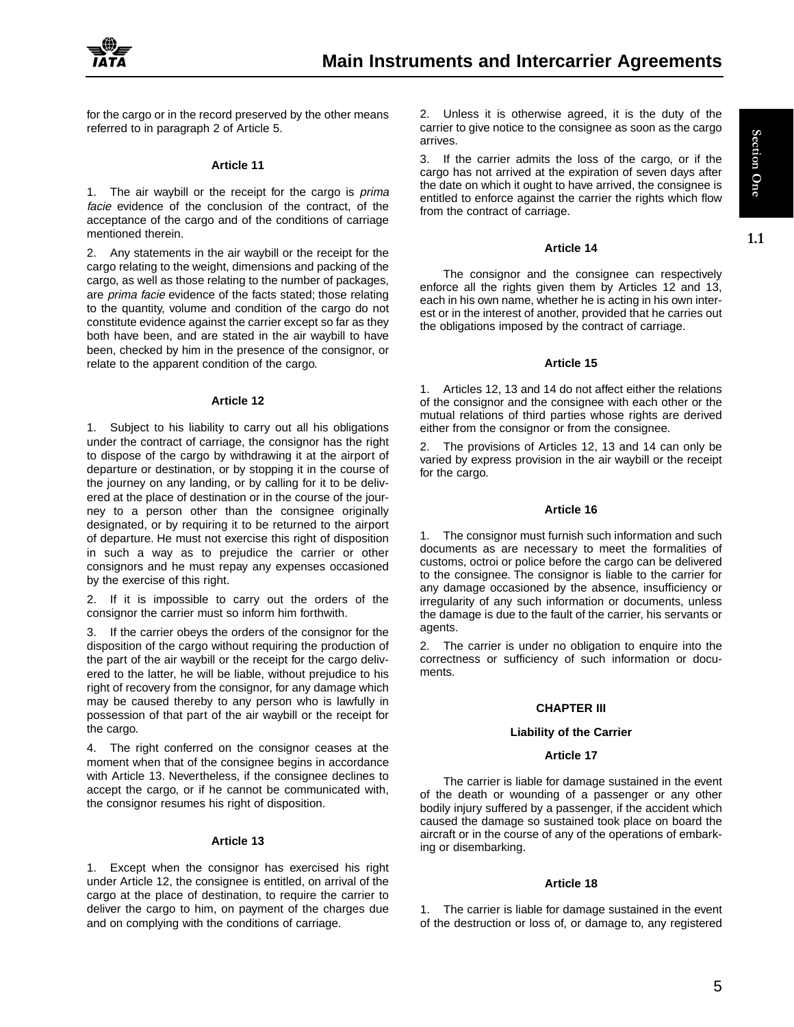for the cargo or in the record preserved by the other means referred to in paragraph 2 of Article 5.

#### Article 11

1. The air waybill or the receipt for the cargo is *prima facie* evidence of the conclusion of the contract, of the acceptance of the cargo and of the conditions of carriage mentioned therein.

2. Any statements in the air waybill or the receipt for the cargo relating to the weight, dimensions and packing of the cargo, as well as those relating to the number of packages, are *prima facie* evidence of the facts stated; those relating to the quantity, volume and condition of the cargo do not constitute evidence against the carrier except so far as they both have been, and are stated in the air waybill to have been, checked by him in the presence of the consignor, or relate to the apparent condition of the cargo.

#### Article 12

1. Subject to his liability to carry out all his obligations under the contract of carriage, the consignor has the right to dispose of the cargo by withdrawing it at the airport of departure or destination, or by stopping it in the course of the journey on any landing, or by calling for it to be delivered at the place of destination or in the course of the journey to a person other than the consignee originally designated, or by requiring it to be returned to the airport of departure. He must not exercise this right of disposition in such a way as to prejudice the carrier or other consignors and he must repay any expenses occasioned by the exercise of this right.

2. If it is impossible to carry out the orders of the consignor the carrier must so inform him forthwith.

3. If the carrier obeys the orders of the consignor for the disposition of the cargo without requiring the production of the part of the air waybill or the receipt for the cargo delivered to the latter, he will be liable, without prejudice to his right of recovery from the consignor, for any damage which may be caused thereby to any person who is lawfully in possession of that part of the air waybill or the receipt for the cargo.

4. The right conferred on the consignor ceases at the moment when that of the consignee begins in accordance with Article 13. Nevertheless, if the consignee declines to accept the cargo, or if he cannot be communicated with, the consignor resumes his right of disposition.

#### Article 13

1. Except when the consignor has exercised his right under Article 12, the consignee is entitled, on arrival of the cargo at the place of destination, to require the carrier to deliver the cargo to him, on payment of the charges due and on complying with the conditions of carriage.

2. Unless it is otherwise agreed, it is the duty of the carrier to give notice to the consignee as soon as the cargo arrives.

3. If the carrier admits the loss of the cargo, or if the cargo has not arrived at the expiration of seven days after the date on which it ought to have arrived, the consignee is entitled to enforce against the carrier the rights which flow from the contract of carriage.

#### Article 14

The consignor and the consignee can respectively enforce all the rights given them by Articles 12 and 13, each in his own name, whether he is acting in his own interest or in the interest of another, provided that he carries out the obligations imposed by the contract of carriage.

#### Article 15

1. Articles 12, 13 and 14 do not affect either the relations of the consignor and the consignee with each other or the mutual relations of third parties whose rights are derived either from the consignor or from the consignee.

2. The provisions of Articles 12, 13 and 14 can only be varied by express provision in the air waybill or the receipt for the cargo.

#### Article 16

1. The consignor must furnish such information and such documents as are necessary to meet the formalities of customs, octroi or police before the cargo can be delivered to the consignee. The consignor is liable to the carrier for any damage occasioned by the absence, insufficiency or irregularity of any such information or documents, unless the damage is due to the fault of the carrier, his servants or agents.

2. The carrier is under no obligation to enquire into the correctness or sufficiency of such information or documents.

### CHAPTER III

### Liability of the Carrier

#### Article 17

The carrier is liable for damage sustained in the event of the death or wounding of a passenger or any other bodily injury suffered by a passenger, if the accident which caused the damage so sustained took place on board the aircraft or in the course of any of the operations of embarking or disembarking.

#### Article 18

1. The carrier is liable for damage sustained in the event of the destruction or loss of, or damage to, any registered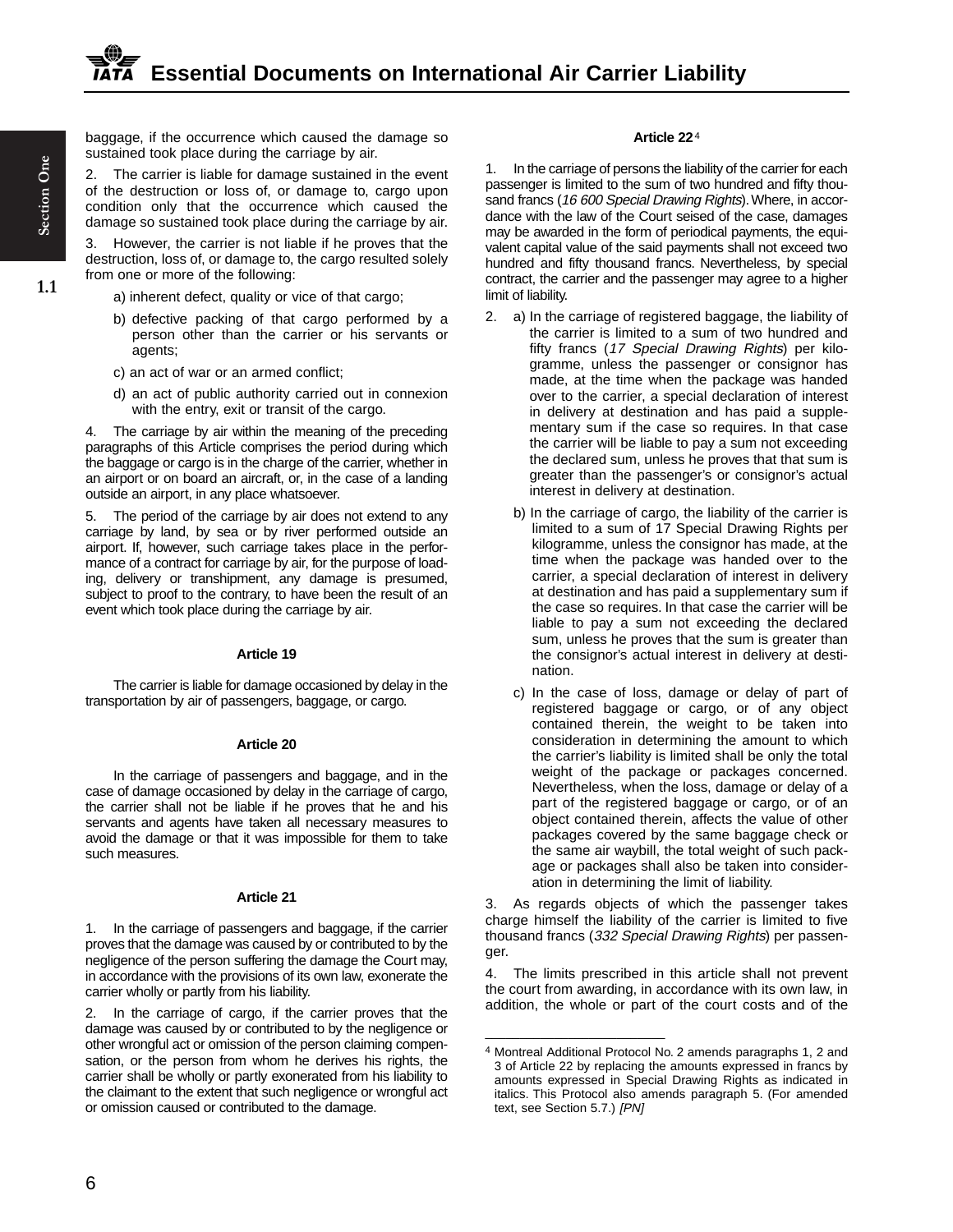baggage, if the occurrence which caused the damage so sustained took place during the carriage by air.

2. The carrier is liable for damage sustained in the event of the destruction or loss of, or damage to, cargo upon condition only that the occurrence which caused the damage so sustained took place during the carriage by air.

3. However, the carrier is not liable if he proves that the destruction, loss of, or damage to, the cargo resulted solely from one or more of the following:

a) inherent defect, quality or vice of that cargo;

b) defective packing of that cargo performed by a person other than the carrier or his servants or agents;

c) an act of war or an armed conflict;

d) an act of public authority carried out in connexion with the entry, exit or transit of the cargo.

4. The carriage by air within the meaning of the preceding paragraphs of this Article comprises the period during which the baggage or cargo is in the charge of the carrier, whether in an airport or on board an aircraft, or, in the case of a landing outside an airport, in any place whatsoever.

5. The period of the carriage by air does not extend to any carriage by land, by sea or by river performed outside an airport. If, however, such carriage takes place in the performance of a contract for carriage by air, for the purpose of loading, delivery or transhipment, any damage is presumed, subject to proof to the contrary, to have been the result of an event which took place during the carriage by air.

#### Article 19

The carrier is liable for damage occasioned by delay in the transportation by air of passengers, baggage, or cargo.

#### Article 20

In the carriage of passengers and baggage, and in the case of damage occasioned by delay in the carriage of cargo, the carrier shall not be liable if he proves that he and his servants and agents have taken all necessary measures to avoid the damage or that it was impossible for them to take such measures.

#### Article 21

1. In the carriage of passengers and baggage, if the carrier proves that the damage was caused by or contributed to by the negligence of the person suffering the damage the Court may, in accordance with the provisions of its own law, exonerate the carrier wholly or partly from his liability.

2. In the carriage of cargo, if the carrier proves that the damage was caused by or contributed to by the negligence or other wrongful act or omission of the person claiming compensation, or the person from whom he derives his rights, the carrier shall be wholly or partly exonerated from his liability to the claimant to the extent that such negligence or wrongful act or omission caused or contributed to the damage.

#### Article 22[4]

1. In the carriage of persons the liability of the carrier for each passenger is limited to the sum of two hundred and fifty thousand francs (*16 600 Special Drawing Rights*). Where, in accordance with the law of the Court seised of the case, damages may be awarded in the form of periodical payments, the equivalent capital value of the said payments shall not exceed two hundred and fifty thousand francs. Nevertheless, by special contract, the carrier and the passenger may agree to a higher limit of liability.

2. a) In the carriage of registered baggage, the liability of the carrier is limited to a sum of two hundred and fifty francs (*17 Special Drawing Rights*) per kilogramme, unless the passenger or consignor has made, at the time when the package was handed over to the carrier, a special declaration of interest in delivery at destination and has paid a supplementary sum if the case so requires. In that case the carrier will be liable to pay a sum not exceeding the declared sum, unless he proves that that sum is greater than the passenger's or consignor's actual interest in delivery at destination.

b) In the carriage of cargo, the liability of the carrier is limited to a sum of 17 Special Drawing Rights per kilogramme, unless the consignor has made, at the time when the package was handed over to the carrier, a special declaration of interest in delivery at destination and has paid a supplementary sum if the case so requires. In that case the carrier will be liable to pay a sum not exceeding the declared sum, unless he proves that the sum is greater than the consignor's actual interest in delivery at destination.

c) In the case of loss, damage or delay of part of registered baggage or cargo, or of any object contained therein, the weight to be taken into consideration in determining the amount to which the carrier's liability is limited shall be only the total weight of the package or packages concerned. Nevertheless, when the loss, damage or delay of a part of the registered baggage or cargo, or of an object contained therein, affects the value of other packages covered by the same baggage check or the same air waybill, the total weight of such package or packages shall also be taken into consideration in determining the limit of liability.

3. As regards objects of which the passenger takes charge himself the liability of the carrier is limited to five thousand francs (*332 Special Drawing Rights*) per passenger.

4. The limits prescribed in this article shall not prevent the court from awarding, in accordance with its own law, in addition, the whole or part of the court costs and of the

---

[4] Montreal Additional Protocol No. 2 amends paragraphs 1, 2 and 3 of Article 22 by replacing the amounts expressed in francs by amounts expressed in Special Drawing Rights as indicated in italics. This Protocol also amends paragraph 5. (For amended text, see Section 5.7.) *[PN]*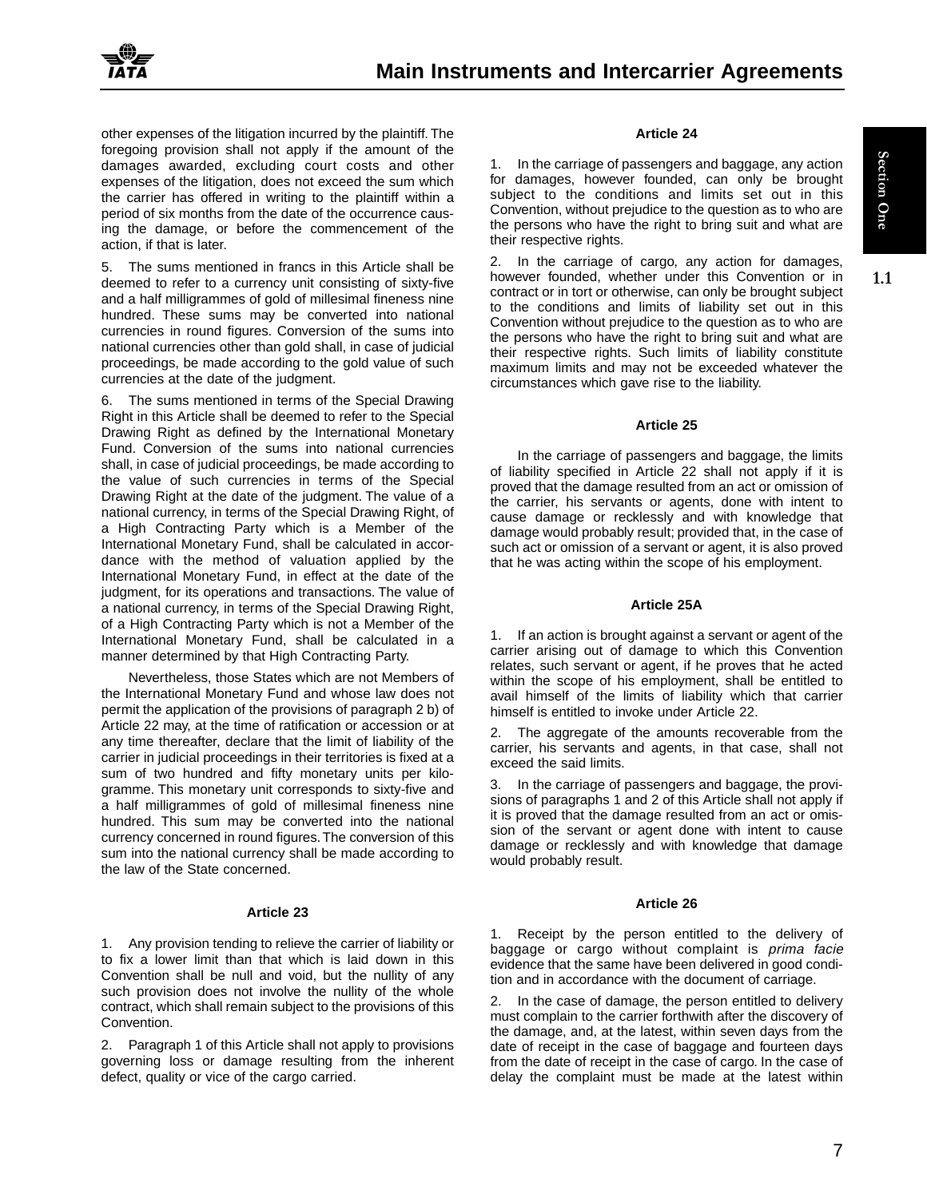other expenses of the litigation incurred by the plaintiff. The foregoing provision shall not apply if the amount of the damages awarded, excluding court costs and other expenses of the litigation, does not exceed the sum which the carrier has offered in writing to the plaintiff within a period of six months from the date of the occurrence causing the damage, or before the commencement of the action, if that is later.

5. The sums mentioned in francs in this Article shall be deemed to refer to a currency unit consisting of sixty-five and a half milligrammes of gold of millesimal fineness nine hundred. These sums may be converted into national currencies in round figures. Conversion of the sums into national currencies other than gold shall, in case of judicial proceedings, be made according to the gold value of such currencies at the date of the judgment.

6. The sums mentioned in terms of the Special Drawing Right in this Article shall be deemed to refer to the Special Drawing Right as defined by the International Monetary Fund. Conversion of the sums into national currencies shall, in case of judicial proceedings, be made according to the value of such currencies in terms of the Special Drawing Right at the date of the judgment. The value of a national currency, in terms of the Special Drawing Right, of a High Contracting Party which is a Member of the International Monetary Fund, shall be calculated in accordance with the method of valuation applied by the International Monetary Fund, in effect at the date of the judgment, for its operations and transactions. The value of a national currency, in terms of the Special Drawing Right, of a High Contracting Party which is not a Member of the International Monetary Fund, shall be calculated in a manner determined by that High Contracting Party.

Nevertheless, those States which are not Members of the International Monetary Fund and whose law does not permit the application of the provisions of paragraph 2 b) of Article 22 may, at the time of ratification or accession or at any time thereafter, declare that the limit of liability of the carrier in judicial proceedings in their territories is fixed at a sum of two hundred and fifty monetary units per kilogramme. This monetary unit corresponds to sixty-five and a half milligrammes of gold of millesimal fineness nine hundred. This sum may be converted into the national currency concerned in round figures. The conversion of this sum into the national currency shall be made according to the law of the State concerned.

#### Article 23

1. Any provision tending to relieve the carrier of liability or to fix a lower limit than that which is laid down in this Convention shall be null and void, but the nullity of any such provision does not involve the nullity of the whole contract, which shall remain subject to the provisions of this Convention.

2. Paragraph 1 of this Article shall not apply to provisions governing loss or damage resulting from the inherent defect, quality or vice of the cargo carried.

#### Article 24

1. In the carriage of passengers and baggage, any action for damages, however founded, can only be brought subject to the conditions and limits set out in this Convention, without prejudice to the question as to who are the persons who have the right to bring suit and what are their respective rights.

2. In the carriage of cargo, any action for damages, however founded, whether under this Convention or in contract or in tort or otherwise, can only be brought subject to the conditions and limits of liability set out in this Convention without prejudice to the question as to who are the persons who have the right to bring suit and what are their respective rights. Such limits of liability constitute maximum limits and may not be exceeded whatever the circumstances which gave rise to the liability.

#### Article 25

In the carriage of passengers and baggage, the limits of liability specified in Article 22 shall not apply if it is proved that the damage resulted from an act or omission of the carrier, his servants or agents, done with intent to cause damage or recklessly and with knowledge that damage would probably result; provided that, in the case of such act or omission of a servant or agent, it is also proved that he was acting within the scope of his employment.

#### Article 25A

1. If an action is brought against a servant or agent of the carrier arising out of damage to which this Convention relates, such servant or agent, if he proves that he acted within the scope of his employment, shall be entitled to avail himself of the limits of liability which that carrier himself is entitled to invoke under Article 22.

2. The aggregate of the amounts recoverable from the carrier, his servants and agents, in that case, shall not exceed the said limits.

3. In the carriage of passengers and baggage, the provisions of paragraphs 1 and 2 of this Article shall not apply if it is proved that the damage resulted from an act or omission of the servant or agent done with intent to cause damage or recklessly and with knowledge that damage would probably result.

#### Article 26

1. Receipt by the person entitled to the delivery of baggage or cargo without complaint is *prima facie* evidence that the same have been delivered in good condition and in accordance with the document of carriage.

2. In the case of damage, the person entitled to delivery must complain to the carrier forthwith after the discovery of the damage, and, at the latest, within seven days from the date of receipt in the case of baggage and fourteen days from the date of receipt in the case of cargo. In the case of delay the complaint must be made at the latest within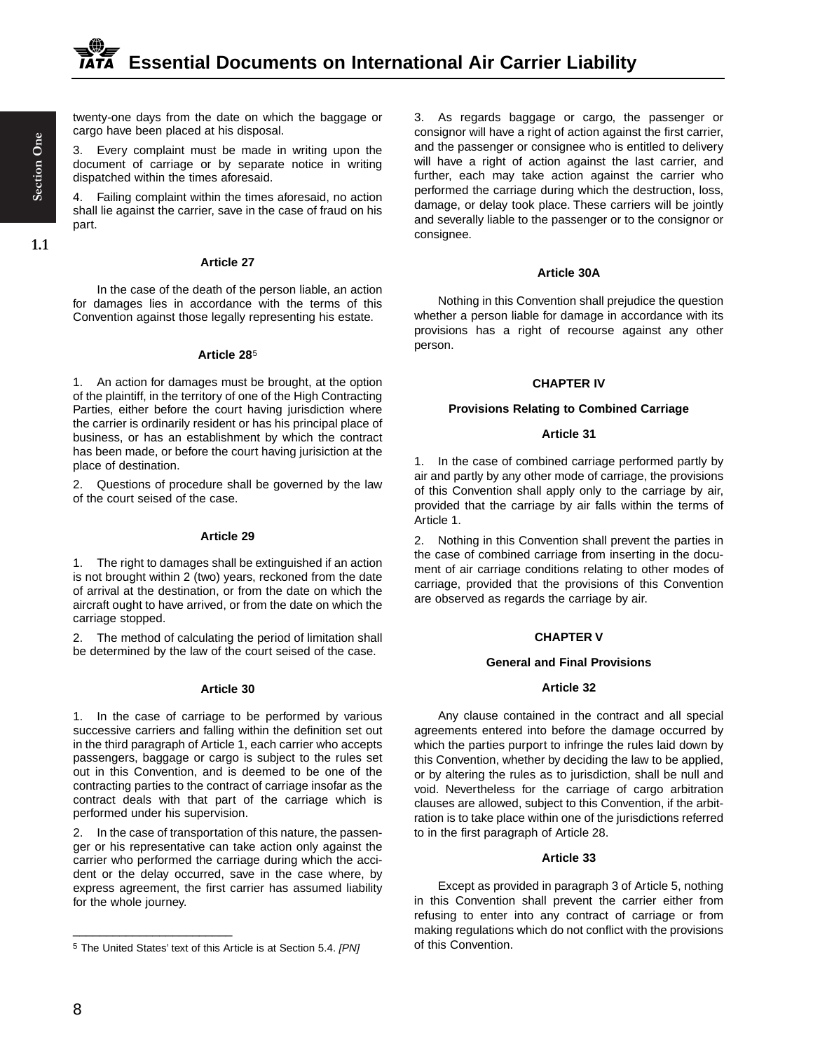twenty-one days from the date on which the baggage or cargo have been placed at his disposal.

3. Every complaint must be made in writing upon the document of carriage or by separate notice in writing dispatched within the times aforesaid.

4. Failing complaint within the times aforesaid, no action shall lie against the carrier, save in the case of fraud on his part.

#### Article 27

In the case of the death of the person liable, an action for damages lies in accordance with the terms of this Convention against those legally representing his estate.

#### Article 28[5]

1. An action for damages must be brought, at the option of the plaintiff, in the territory of one of the High Contracting Parties, either before the court having jurisdiction where the carrier is ordinarily resident or has his principal place of business, or has an establishment by which the contract has been made, or before the court having jurisiction at the place of destination.

2. Questions of procedure shall be governed by the law of the court seised of the case.

#### Article 29

1. The right to damages shall be extinguished if an action is not brought within 2 (two) years, reckoned from the date of arrival at the destination, or from the date on which the aircraft ought to have arrived, or from the date on which the carriage stopped.

2. The method of calculating the period of limitation shall be determined by the law of the court seised of the case.

#### Article 30

1. In the case of carriage to be performed by various successive carriers and falling within the definition set out in the third paragraph of Article 1, each carrier who accepts passengers, baggage or cargo is subject to the rules set out in this Convention, and is deemed to be one of the contracting parties to the contract of carriage insofar as the contract deals with that part of the carriage which is performed under his supervision.

2. In the case of transportation of this nature, the passenger or his representative can take action only against the carrier who performed the carriage during which the accident or the delay occurred, save in the case where, by express agreement, the first carrier has assumed liability for the whole journey.

3. As regards baggage or cargo, the passenger or consignor will have a right of action against the first carrier, and the passenger or consignee who is entitled to delivery will have a right of action against the last carrier, and further, each may take action against the carrier who performed the carriage during which the destruction, loss, damage, or delay took place. These carriers will be jointly and severally liable to the passenger or to the consignor or consignee.

#### Article 30A

Nothing in this Convention shall prejudice the question whether a person liable for damage in accordance with its provisions has a right of recourse against any other person.

### CHAPTER IV

### Provisions Relating to Combined Carriage

#### Article 31

1. In the case of combined carriage performed partly by air and partly by any other mode of carriage, the provisions of this Convention shall apply only to the carriage by air, provided that the carriage by air falls within the terms of Article 1.

2. Nothing in this Convention shall prevent the parties in the case of combined carriage from inserting in the document of air carriage conditions relating to other modes of carriage, provided that the provisions of this Convention are observed as regards the carriage by air.

### CHAPTER V

### General and Final Provisions

#### Article 32

Any clause contained in the contract and all special agreements entered into before the damage occurred by which the parties purport to infringe the rules laid down by this Convention, whether by deciding the law to be applied, or by altering the rules as to jurisdiction, shall be null and void. Nevertheless for the carriage of cargo arbitration clauses are allowed, subject to this Convention, if the arbitration is to take place within one of the jurisdictions referred to in the first paragraph of Article 28.

#### Article 33

Except as provided in paragraph 3 of Article 5, nothing in this Convention shall prevent the carrier either from refusing to enter into any contract of carriage or from making regulations which do not conflict with the provisions of this Convention.

---

[5] The United States' text of this Article is at Section 5.4. *[PN]*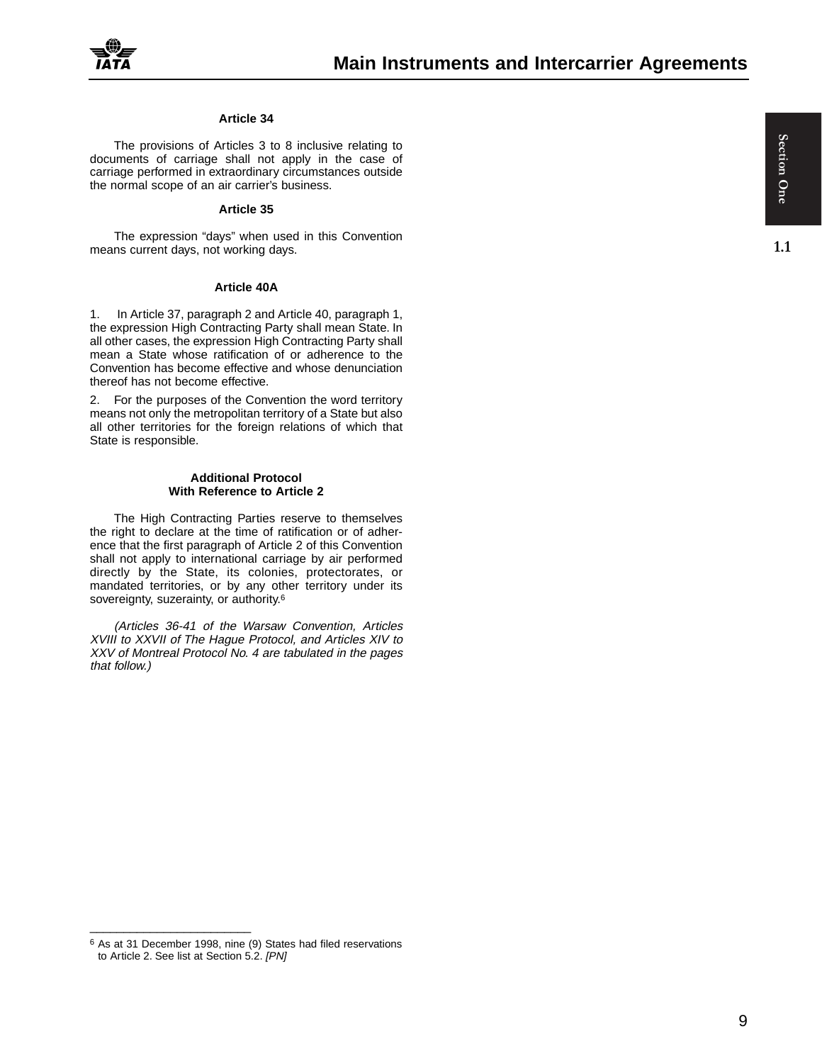### Article 34

The provisions of Articles 3 to 8 inclusive relating to documents of carriage shall not apply in the case of carriage performed in extraordinary circumstances outside the normal scope of an air carrier's business.

### Article 35

The expression "days" when used in this Convention means current days, not working days.

### Article 40A

1. In Article 37, paragraph 2 and Article 40, paragraph 1, the expression High Contracting Party shall mean State. In all other cases, the expression High Contracting Party shall mean a State whose ratification of or adherence to the Convention has become effective and whose denunciation thereof has not become effective.

2. For the purposes of the Convention the word territory means not only the metropolitan territory of a State but also all other territories for the foreign relations of which that State is responsible.

### Additional Protocol With Reference to Article 2

The High Contracting Parties reserve to themselves the right to declare at the time of ratification or of adherence that the first paragraph of Article 2 of this Convention shall not apply to international carriage by air performed directly by the State, its colonies, protectorates, or mandated territories, or by any other territory under its sovereignty, suzerainty, or authority.[6]

*(Articles 36-41 of the Warsaw Convention, Articles XVIII to XXVII of The Hague Protocol, and Articles XIV to XXV of Montreal Protocol No. 4 are tabulated in the pages that follow.)*

---

[6] As at 31 December 1998, nine (9) States had filed reservations to Article 2. See list at Section 5.2. *[PN]*